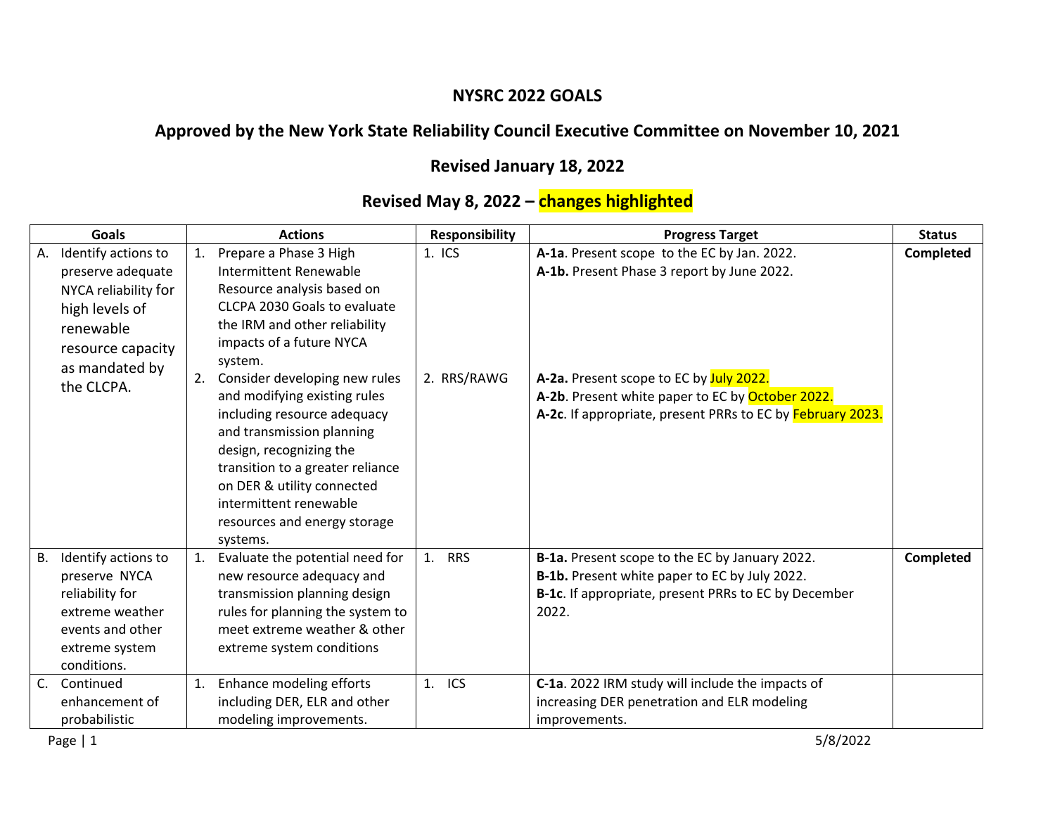# NYSRC 2022 GOALS

## Approved by the New York State Reliability Council Executive Committee on November 10, 2021

## Revised January 18, 2022

## Revised May 8, 2022 – changes highlighted

| Goals | Actions | Responsibility | Progress Target | Status |
|---|---|---|---|---|
| A. Identify actions to preserve adequate NYCA reliability for high levels of renewable resource capacity as mandated by the CLCPA. | 1. Prepare a Phase 3 High Intermittent Renewable Resource analysis based on CLCPA 2030 Goals to evaluate the IRM and other reliability impacts of a future NYCA system.<br>2. Consider developing new rules and modifying existing rules including resource adequacy and transmission planning design, recognizing the transition to a greater reliance on DER & utility connected intermittent renewable resources and energy storage systems. | 1. ICS<br>2. RRS/RAWG | **A-1a**. Present scope to the EC by Jan. 2022.<br>**A-1b.** Present Phase 3 report by June 2022.<br>**A-2a.** Present scope to EC by July 2022.<br>**A-2b**. Present white paper to EC by October 2022.<br>**A-2c**. If appropriate, present PRRs to EC by February 2023. | **Completed** |
| B. Identify actions to preserve NYCA reliability for extreme weather events and other extreme system conditions. | 1. Evaluate the potential need for new resource adequacy and transmission planning design rules for planning the system to meet extreme weather & other extreme system conditions | 1. RRS | **B-1a.** Present scope to the EC by January 2022.<br>**B-1b.** Present white paper to EC by July 2022.<br>**B-1c**. If appropriate, present PRRs to EC by December 2022. | **Completed** |
| C. Continued enhancement of probabilistic | 1. Enhance modeling efforts including DER, ELR and other modeling improvements. | 1. ICS | **C-1a**. 2022 IRM study will include the impacts of increasing DER penetration and ELR modeling improvements. | |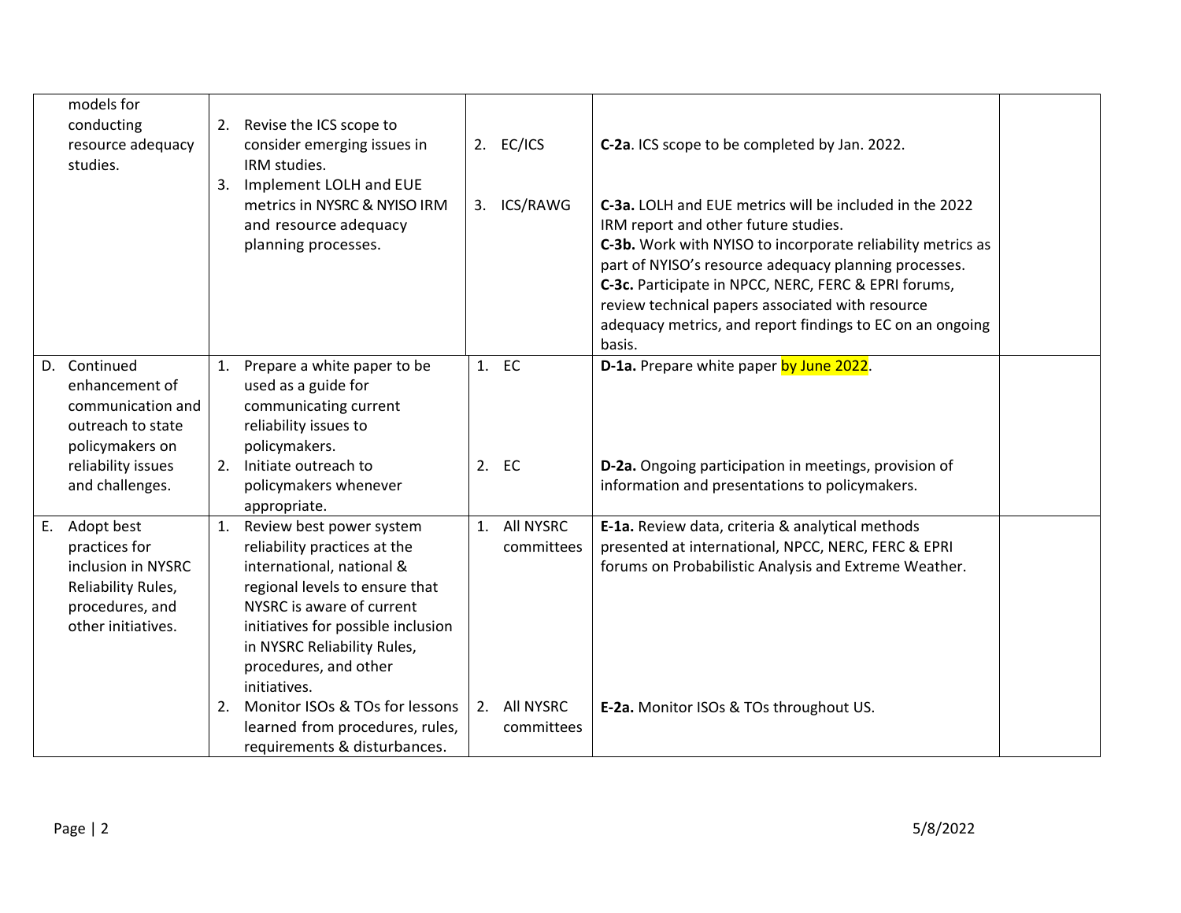| | | | | |
|---|---|---|---|---|
| models for conducting resource adequacy studies. | 2. Revise the ICS scope to consider emerging issues in IRM studies.<br>3. Implement LOLH and EUE metrics in NYSRC & NYISO IRM and resource adequacy planning processes. | 2. EC/ICS<br>3. ICS/RAWG | **C-2a**. ICS scope to be completed by Jan. 2022.<br>**C-3a.** LOLH and EUE metrics will be included in the 2022 IRM report and other future studies.<br>**C-3b.** Work with NYISO to incorporate reliability metrics as part of NYISO's resource adequacy planning processes.<br>**C-3c.** Participate in NPCC, NERC, FERC & EPRI forums, review technical papers associated with resource adequacy metrics, and report findings to EC on an ongoing basis. | |
| D. Continued enhancement of communication and outreach to state policymakers on reliability issues and challenges. | 1. Prepare a white paper to be used as a guide for communicating current reliability issues to policymakers.<br>2. Initiate outreach to policymakers whenever appropriate. | 1. EC<br>2. EC | **D-1a.** Prepare white paper by June 2022.<br>**D-2a.** Ongoing participation in meetings, provision of information and presentations to policymakers. | |
| E. Adopt best practices for inclusion in NYSRC Reliability Rules, procedures, and other initiatives. | 1. Review best power system reliability practices at the international, national & regional levels to ensure that NYSRC is aware of current initiatives for possible inclusion in NYSRC Reliability Rules, procedures, and other initiatives.<br>2. Monitor ISOs & TOs for lessons learned from procedures, rules, requirements & disturbances. | 1. All NYSRC committees<br>2. All NYSRC committees | **E-1a.** Review data, criteria & analytical methods presented at international, NPCC, NERC, FERC & EPRI forums on Probabilistic Analysis and Extreme Weather.<br>**E-2a.** Monitor ISOs & TOs throughout US. | |